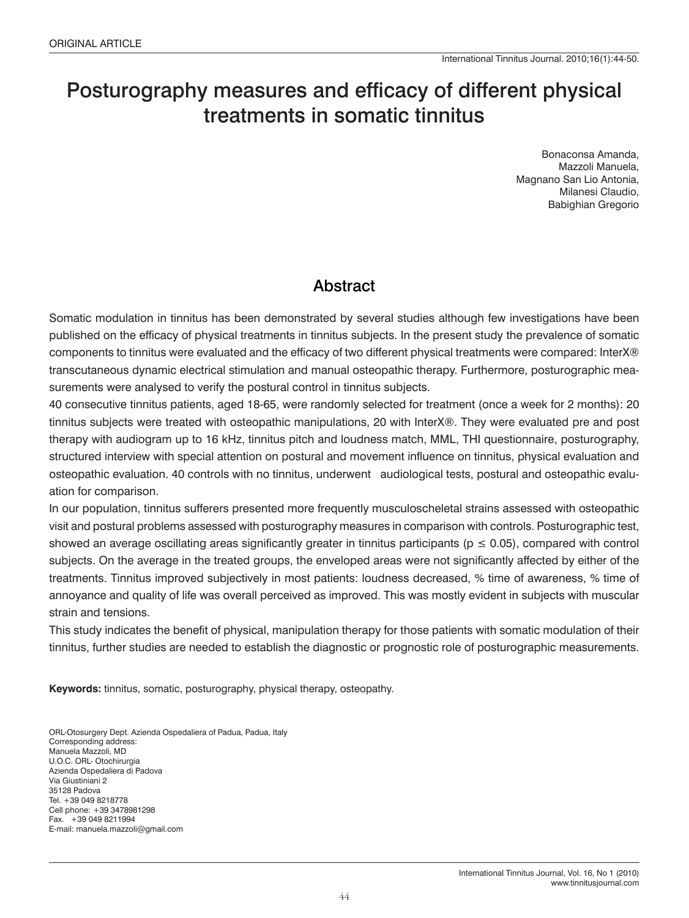ORIGINAL ARTICLE

# Posturography measures and efficacy of different physical treatments in somatic tinnitus

Bonaconsa Amanda,
Mazzoli Manuela,
Magnano San Lio Antonia,
Milanesi Claudio,
Babighian Gregorio

## Abstract

Somatic modulation in tinnitus has been demonstrated by several studies although few investigations have been published on the efficacy of physical treatments in tinnitus subjects. In the present study the prevalence of somatic components to tinnitus were evaluated and the efficacy of two different physical treatments were compared: InterX® transcutaneous dynamic electrical stimulation and manual osteopathic therapy. Furthermore, posturographic measurements were analysed to verify the postural control in tinnitus subjects.

40 consecutive tinnitus patients, aged 18-65, were randomly selected for treatment (once a week for 2 months): 20 tinnitus subjects were treated with osteopathic manipulations, 20 with InterX®. They were evaluated pre and post therapy with audiogram up to 16 kHz, tinnitus pitch and loudness match, MML, THI questionnaire, posturography, structured interview with special attention on postural and movement influence on tinnitus, physical evaluation and osteopathic evaluation. 40 controls with no tinnitus, underwent audiological tests, postural and osteopathic evaluation for comparison.

In our population, tinnitus sufferers presented more frequently musculoscheletal strains assessed with osteopathic visit and postural problems assessed with posturography measures in comparison with controls. Posturographic test, showed an average oscillating areas significantly greater in tinnitus participants ($p \leq 0.05$), compared with control subjects. On the average in the treated groups, the enveloped areas were not significantly affected by either of the treatments. Tinnitus improved subjectively in most patients: loudness decreased, % time of awareness, % time of annoyance and quality of life was overall perceived as improved. This was mostly evident in subjects with muscular strain and tensions.

This study indicates the benefit of physical, manipulation therapy for those patients with somatic modulation of their tinnitus, further studies are needed to establish the diagnostic or prognostic role of posturographic measurements.

**Keywords:** tinnitus, somatic, posturography, physical therapy, osteopathy.

ORL-Otosurgery Dept. Azienda Ospedaliera of Padua, Padua, Italy
Corresponding address:
Manuela Mazzoli, MD
U.O.C. ORL- Otochirurgia
Azienda Ospedaliera di Padova
Via Giustiniani 2
35128 Padova
Tel. +39 049 8218778
Cell phone: +39 3478981298
Fax. +39 049 8211994
E-mail: manuela.mazzoli@gmail.com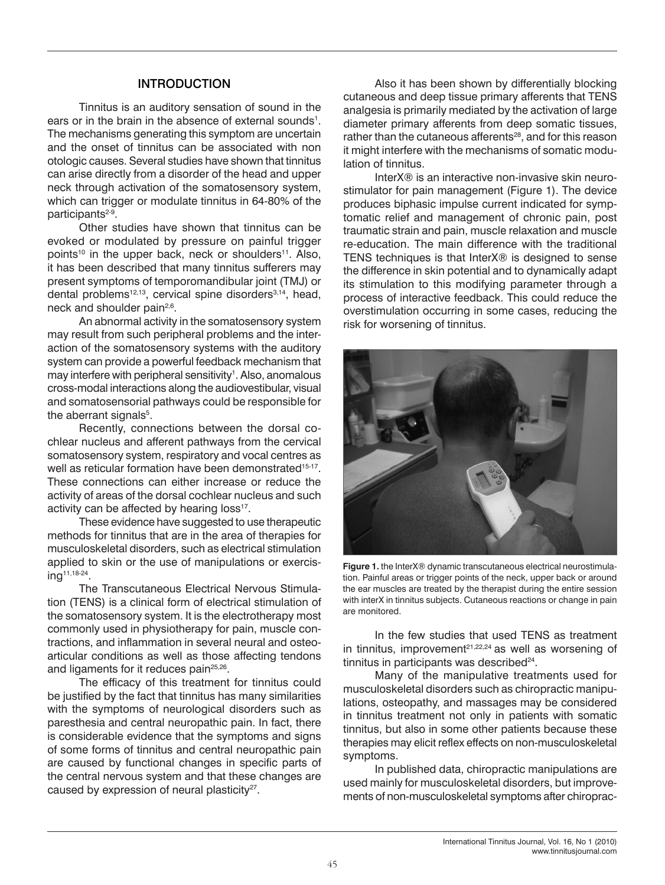## INTRODUCTION

Tinnitus is an auditory sensation of sound in the ears or in the brain in the absence of external sounds[1]. The mechanisms generating this symptom are uncertain and the onset of tinnitus can be associated with non otologic causes. Several studies have shown that tinnitus can arise directly from a disorder of the head and upper neck through activation of the somatosensory system, which can trigger or modulate tinnitus in 64-80% of the participants[2-9].

Other studies have shown that tinnitus can be evoked or modulated by pressure on painful trigger points[10] in the upper back, neck or shoulders[11]. Also, it has been described that many tinnitus sufferers may present symptoms of temporomandibular joint (TMJ) or dental problems[12,13], cervical spine disorders[3,14], head, neck and shoulder pain[2,6].

An abnormal activity in the somatosensory system may result from such peripheral problems and the interaction of the somatosensory systems with the auditory system can provide a powerful feedback mechanism that may interfere with peripheral sensitivity[1]. Also, anomalous cross-modal interactions along the audiovestibular, visual and somatosensorial pathways could be responsible for the aberrant signals[5].

Recently, connections between the dorsal cochlear nucleus and afferent pathways from the cervical somatosensory system, respiratory and vocal centres as well as reticular formation have been demonstrated[15-17]. These connections can either increase or reduce the activity of areas of the dorsal cochlear nucleus and such activity can be affected by hearing loss[17].

These evidence have suggested to use therapeutic methods for tinnitus that are in the area of therapies for musculoskeletal disorders, such as electrical stimulation applied to skin or the use of manipulations or exercising[11,18-24].

The Transcutaneous Electrical Nervous Stimulation (TENS) is a clinical form of electrical stimulation of the somatosensory system. It is the electrotherapy most commonly used in physiotherapy for pain, muscle contractions, and inflammation in several neural and osteoarticular conditions as well as those affecting tendons and ligaments for it reduces pain[25,26].

The efficacy of this treatment for tinnitus could be justified by the fact that tinnitus has many similarities with the symptoms of neurological disorders such as paresthesia and central neuropathic pain. In fact, there is considerable evidence that the symptoms and signs of some forms of tinnitus and central neuropathic pain are caused by functional changes in specific parts of the central nervous system and that these changes are caused by expression of neural plasticity[27].

Also it has been shown by differentially blocking cutaneous and deep tissue primary afferents that TENS analgesia is primarily mediated by the activation of large diameter primary afferents from deep somatic tissues, rather than the cutaneous afferents[28], and for this reason it might interfere with the mechanisms of somatic modulation of tinnitus.

InterX® is an interactive non-invasive skin neurostimulator for pain management (Figure 1). The device produces biphasic impulse current indicated for symptomatic relief and management of chronic pain, post traumatic strain and pain, muscle relaxation and muscle re-education. The main difference with the traditional TENS techniques is that InterX® is designed to sense the difference in skin potential and to dynamically adapt its stimulation to this modifying parameter through a process of interactive feedback. This could reduce the overstimulation occurring in some cases, reducing the risk for worsening of tinnitus.

**Figure 1.** the InterX® dynamic transcutaneous electrical neurostimulation. Painful areas or trigger points of the neck, upper back or around the ear muscles are treated by the therapist during the entire session with interX in tinnitus subjects. Cutaneous reactions or change in pain are monitored.

In the few studies that used TENS as treatment in tinnitus, improvement[21,22,24] as well as worsening of tinnitus in participants was described[24].

Many of the manipulative treatments used for musculoskeletal disorders such as chiropractic manipulations, osteopathy, and massages may be considered in tinnitus treatment not only in patients with somatic tinnitus, but also in some other patients because these therapies may elicit reflex effects on non-musculoskeletal symptoms.

In published data, chiropractic manipulations are used mainly for musculoskeletal disorders, but improvements of non-musculoskeletal symptoms after chiroprac-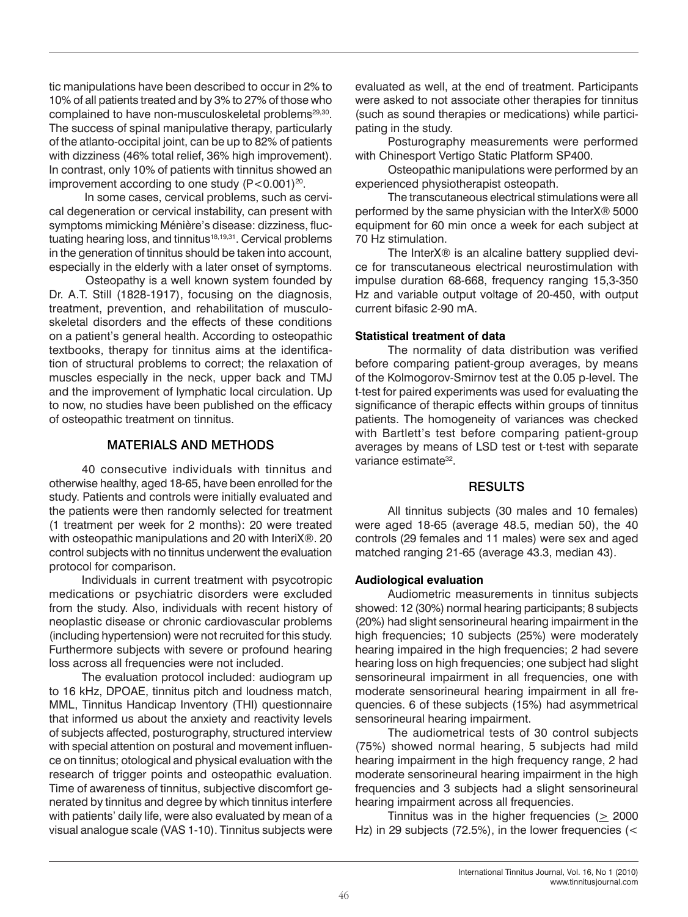tic manipulations have been described to occur in 2% to 10% of all patients treated and by 3% to 27% of those who complained to have non-musculoskeletal problems[29,30]. The success of spinal manipulative therapy, particularly of the atlanto-occipital joint, can be up to 82% of patients with dizziness (46% total relief, 36% high improvement). In contrast, only 10% of patients with tinnitus showed an improvement according to one study ($P<0.001$)[20].

In some cases, cervical problems, such as cervical degeneration or cervical instability, can present with symptoms mimicking Ménière's disease: dizziness, fluctuating hearing loss, and tinnitus[18,19,31]. Cervical problems in the generation of tinnitus should be taken into account, especially in the elderly with a later onset of symptoms.

Osteopathy is a well known system founded by Dr. A.T. Still (1828-1917), focusing on the diagnosis, treatment, prevention, and rehabilitation of musculoskeletal disorders and the effects of these conditions on a patient's general health. According to osteopathic textbooks, therapy for tinnitus aims at the identification of structural problems to correct; the relaxation of muscles especially in the neck, upper back and TMJ and the improvement of lymphatic local circulation. Up to now, no studies have been published on the efficacy of osteopathic treatment on tinnitus.

## MATERIALS AND METHODS

40 consecutive individuals with tinnitus and otherwise healthy, aged 18-65, have been enrolled for the study. Patients and controls were initially evaluated and the patients were then randomly selected for treatment (1 treatment per week for 2 months): 20 were treated with osteopathic manipulations and 20 with InteriX®. 20 control subjects with no tinnitus underwent the evaluation protocol for comparison.

Individuals in current treatment with psycotropic medications or psychiatric disorders were excluded from the study. Also, individuals with recent history of neoplastic disease or chronic cardiovascular problems (including hypertension) were not recruited for this study. Furthermore subjects with severe or profound hearing loss across all frequencies were not included.

The evaluation protocol included: audiogram up to 16 kHz, DPOAE, tinnitus pitch and loudness match, MML, Tinnitus Handicap Inventory (THI) questionnaire that informed us about the anxiety and reactivity levels of subjects affected, posturography, structured interview with special attention on postural and movement influence on tinnitus; otological and physical evaluation with the research of trigger points and osteopathic evaluation. Time of awareness of tinnitus, subjective discomfort generated by tinnitus and degree by which tinnitus interfere with patients' daily life, were also evaluated by mean of a visual analogue scale (VAS 1-10). Tinnitus subjects were evaluated as well, at the end of treatment. Participants were asked to not associate other therapies for tinnitus (such as sound therapies or medications) while participating in the study.

Posturography measurements were performed with Chinesport Vertigo Static Platform SP400.

Osteopathic manipulations were performed by an experienced physiotherapist osteopath.

The transcutaneous electrical stimulations were all performed by the same physician with the InterX® 5000 equipment for 60 min once a week for each subject at 70 Hz stimulation.

The InterX® is an alcaline battery supplied device for transcutaneous electrical neurostimulation with impulse duration 68-668, frequency ranging 15,3-350 Hz and variable output voltage of 20-450, with output current bifasic 2-90 mA.

### Statistical treatment of data

The normality of data distribution was verified before comparing patient-group averages, by means of the Kolmogorov-Smirnov test at the 0.05 p-level. The t-test for paired experiments was used for evaluating the significance of therapic effects within groups of tinnitus patients. The homogeneity of variances was checked with Bartlett's test before comparing patient-group averages by means of LSD test or t-test with separate variance estimate[32].

## RESULTS

All tinnitus subjects (30 males and 10 females) were aged 18-65 (average 48.5, median 50), the 40 controls (29 females and 11 males) were sex and aged matched ranging 21-65 (average 43.3, median 43).

### Audiological evaluation

Audiometric measurements in tinnitus subjects showed: 12 (30%) normal hearing participants; 8 subjects (20%) had slight sensorineural hearing impairment in the high frequencies; 10 subjects (25%) were moderately hearing impaired in the high frequencies; 2 had severe hearing loss on high frequencies; one subject had slight sensorineural impairment in all frequencies, one with moderate sensorineural hearing impairment in all frequencies. 6 of these subjects (15%) had asymmetrical sensorineural hearing impairment.

The audiometrical tests of 30 control subjects (75%) showed normal hearing, 5 subjects had mild hearing impairment in the high frequency range, 2 had moderate sensorineural hearing impairment in the high frequencies and 3 subjects had a slight sensorineural hearing impairment across all frequencies.

Tinnitus was in the higher frequencies ($\geq$ 2000 Hz) in 29 subjects (72.5%), in the lower frequencies (<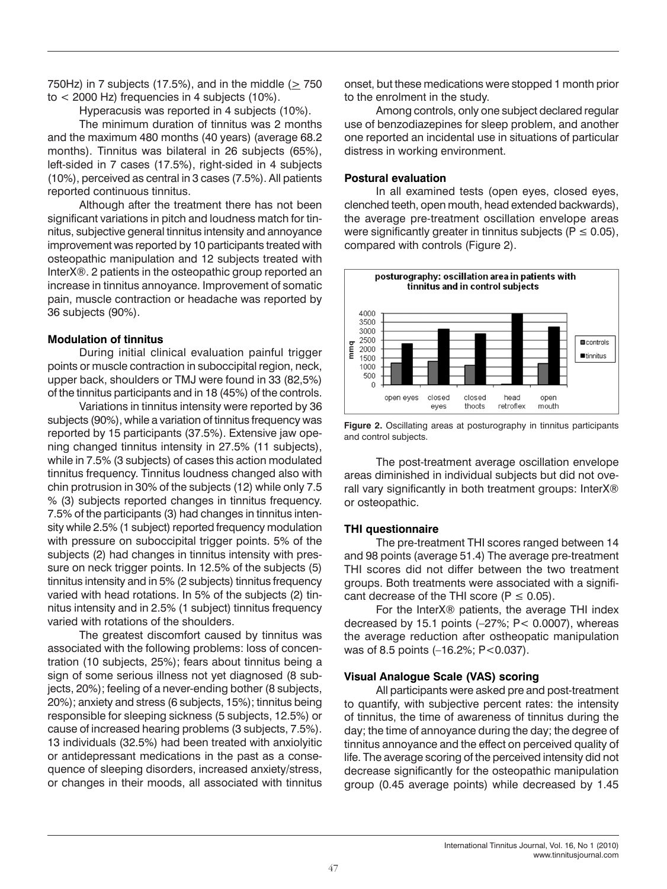750Hz) in 7 subjects (17.5%), and in the middle ($\geq$ 750 to < 2000 Hz) frequencies in 4 subjects (10%).

Hyperacusis was reported in 4 subjects (10%).

The minimum duration of tinnitus was 2 months and the maximum 480 months (40 years) (average 68.2 months). Tinnitus was bilateral in 26 subjects (65%), left-sided in 7 cases (17.5%), right-sided in 4 subjects (10%), perceived as central in 3 cases (7.5%). All patients reported continuous tinnitus.

Although after the treatment there has not been significant variations in pitch and loudness match for tinnitus, subjective general tinnitus intensity and annoyance improvement was reported by 10 participants treated with osteopathic manipulation and 12 subjects treated with InterX®. 2 patients in the osteopathic group reported an increase in tinnitus annoyance. Improvement of somatic pain, muscle contraction or headache was reported by 36 subjects (90%).

### Modulation of tinnitus

During initial clinical evaluation painful trigger points or muscle contraction in suboccipital region, neck, upper back, shoulders or TMJ were found in 33 (82,5%) of the tinnitus participants and in 18 (45%) of the controls.

Variations in tinnitus intensity were reported by 36 subjects (90%), while a variation of tinnitus frequency was reported by 15 participants (37.5%). Extensive jaw opening changed tinnitus intensity in 27.5% (11 subjects), while in 7.5% (3 subjects) of cases this action modulated tinnitus frequency. Tinnitus loudness changed also with chin protrusion in 30% of the subjects (12) while only 7.5 % (3) subjects reported changes in tinnitus frequency. 7.5% of the participants (3) had changes in tinnitus intensity while 2.5% (1 subject) reported frequency modulation with pressure on suboccipital trigger points. 5% of the subjects (2) had changes in tinnitus intensity with pressure on neck trigger points. In 12.5% of the subjects (5) tinnitus intensity and in 5% (2 subjects) tinnitus frequency varied with head rotations. In 5% of the subjects (2) tinnitus intensity and in 2.5% (1 subject) tinnitus frequency varied with rotations of the shoulders.

The greatest discomfort caused by tinnitus was associated with the following problems: loss of concentration (10 subjects, 25%); fears about tinnitus being a sign of some serious illness not yet diagnosed (8 subjects, 20%); feeling of a never-ending bother (8 subjects, 20%); anxiety and stress (6 subjects, 15%); tinnitus being responsible for sleeping sickness (5 subjects, 12.5%) or cause of increased hearing problems (3 subjects, 7.5%). 13 individuals (32.5%) had been treated with anxiolytic or antidepressant medications in the past as a consequence of sleeping disorders, increased anxiety/stress, or changes in their moods, all associated with tinnitus onset, but these medications were stopped 1 month prior to the enrolment in the study.

Among controls, only one subject declared regular use of benzodiazepines for sleep problem, and another one reported an incidental use in situations of particular distress in working environment.

### Postural evaluation

In all examined tests (open eyes, closed eyes, clenched teeth, open mouth, head extended backwards), the average pre-treatment oscillation envelope areas were significantly greater in tinnitus subjects ($P \leq 0.05$), compared with controls (Figure 2).

**Figure 2.** Oscillating areas at posturography in tinnitus participants and control subjects.

The post-treatment average oscillation envelope areas diminished in individual subjects but did not overall vary significantly in both treatment groups: InterX® or osteopathic.

### THI questionnaire

The pre-treatment THI scores ranged between 14 and 98 points (average 51.4) The average pre-treatment THI scores did not differ between the two treatment groups. Both treatments were associated with a significant decrease of the THI score ($P \leq 0.05$).

For the InterX® patients, the average THI index decreased by 15.1 points (–27%; $P < 0.0007$), whereas the average reduction after ostheopatic manipulation was of 8.5 points (–16.2%; $P < 0.037$).

### Visual Analogue Scale (VAS) scoring

All participants were asked pre and post-treatment to quantify, with subjective percent rates: the intensity of tinnitus, the time of awareness of tinnitus during the day; the time of annoyance during the day; the degree of tinnitus annoyance and the effect on perceived quality of life. The average scoring of the perceived intensity did not decrease significantly for the osteopathic manipulation group (0.45 average points) while decreased by 1.45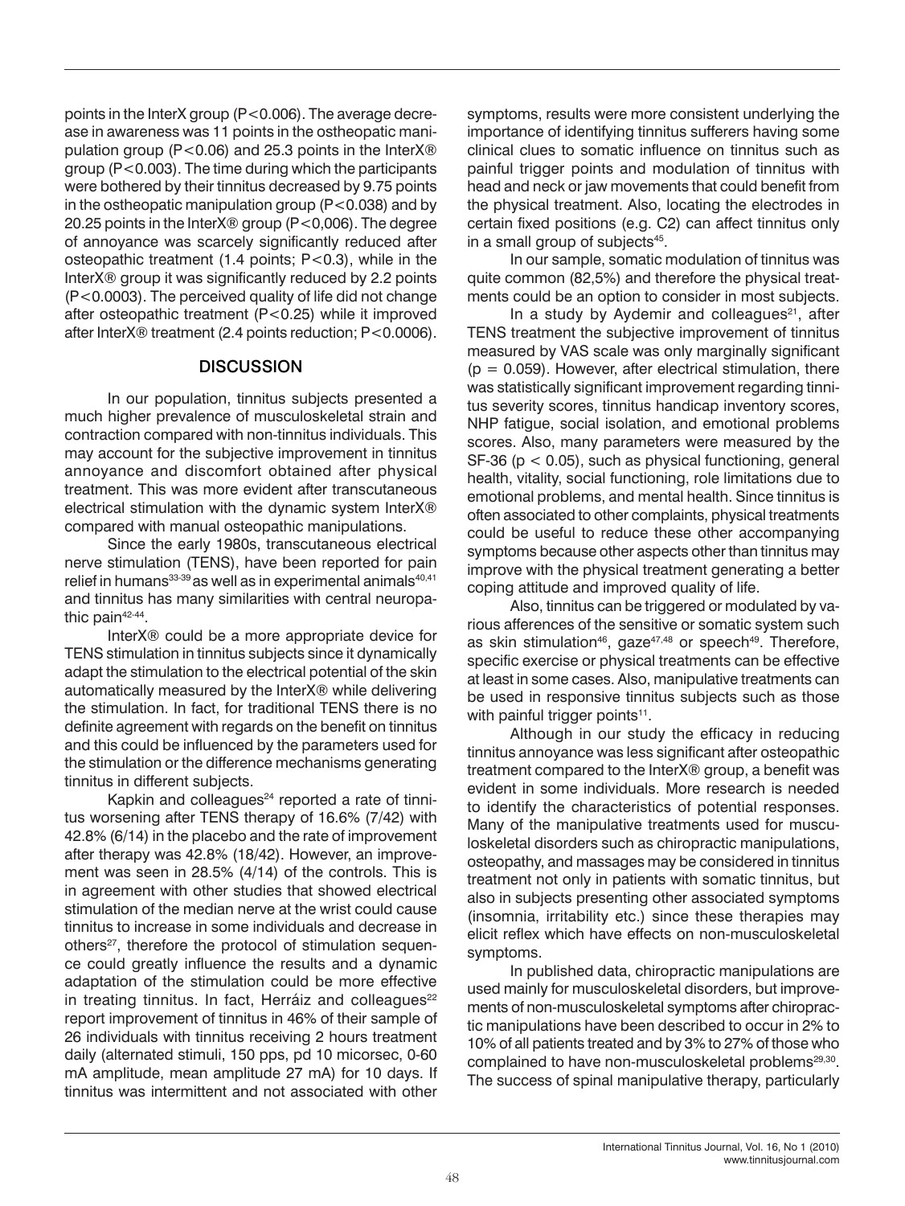points in the InterX group ($P<0.006$). The average decrease in awareness was 11 points in the ostheopatic manipulation group ($P<0.06$) and 25.3 points in the InterX® group ($P<0.003$). The time during which the participants were bothered by their tinnitus decreased by 9.75 points in the ostheopatic manipulation group ($P<0.038$) and by 20.25 points in the InterX® group ($P<0,006$). The degree of annoyance was scarcely significantly reduced after osteopathic treatment (1.4 points; $P<0.3$), while in the InterX® group it was significantly reduced by 2.2 points ($P<0.0003$). The perceived quality of life did not change after osteopathic treatment ($P<0.25$) while it improved after InterX® treatment (2.4 points reduction; $P<0.0006$).

## DISCUSSION

In our population, tinnitus subjects presented a much higher prevalence of musculoskeletal strain and contraction compared with non-tinnitus individuals. This may account for the subjective improvement in tinnitus annoyance and discomfort obtained after physical treatment. This was more evident after transcutaneous electrical stimulation with the dynamic system InterX® compared with manual osteopathic manipulations.

Since the early 1980s, transcutaneous electrical nerve stimulation (TENS), have been reported for pain relief in humans[33-39] as well as in experimental animals[40,41] and tinnitus has many similarities with central neuropathic pain[42-44].

InterX® could be a more appropriate device for TENS stimulation in tinnitus subjects since it dynamically adapt the stimulation to the electrical potential of the skin automatically measured by the InterX® while delivering the stimulation. In fact, for traditional TENS there is no definite agreement with regards on the benefit on tinnitus and this could be influenced by the parameters used for the stimulation or the difference mechanisms generating tinnitus in different subjects.

Kapkin and colleagues[24] reported a rate of tinnitus worsening after TENS therapy of 16.6% (7/42) with 42.8% (6/14) in the placebo and the rate of improvement after therapy was 42.8% (18/42). However, an improvement was seen in 28.5% (4/14) of the controls. This is in agreement with other studies that showed electrical stimulation of the median nerve at the wrist could cause tinnitus to increase in some individuals and decrease in others[27], therefore the protocol of stimulation sequence could greatly influence the results and a dynamic adaptation of the stimulation could be more effective in treating tinnitus. In fact, Herráiz and colleagues[22] report improvement of tinnitus in 46% of their sample of 26 individuals with tinnitus receiving 2 hours treatment daily (alternated stimuli, 150 pps, pd 10 micorsec, 0-60 mA amplitude, mean amplitude 27 mA) for 10 days. If tinnitus was intermittent and not associated with other symptoms, results were more consistent underlying the importance of identifying tinnitus sufferers having some clinical clues to somatic influence on tinnitus such as painful trigger points and modulation of tinnitus with head and neck or jaw movements that could benefit from the physical treatment. Also, locating the electrodes in certain fixed positions (e.g. C2) can affect tinnitus only in a small group of subjects[45].

In our sample, somatic modulation of tinnitus was quite common (82,5%) and therefore the physical treatments could be an option to consider in most subjects.

In a study by Aydemir and colleagues[21], after TENS treatment the subjective improvement of tinnitus measured by VAS scale was only marginally significant ($p = 0.059$). However, after electrical stimulation, there was statistically significant improvement regarding tinnitus severity scores, tinnitus handicap inventory scores, NHP fatigue, social isolation, and emotional problems scores. Also, many parameters were measured by the SF-36 ($p < 0.05$), such as physical functioning, general health, vitality, social functioning, role limitations due to emotional problems, and mental health. Since tinnitus is often associated to other complaints, physical treatments could be useful to reduce these other accompanying symptoms because other aspects other than tinnitus may improve with the physical treatment generating a better coping attitude and improved quality of life.

Also, tinnitus can be triggered or modulated by various afferences of the sensitive or somatic system such as skin stimulation[46], gaze[47,48] or speech[49]. Therefore, specific exercise or physical treatments can be effective at least in some cases. Also, manipulative treatments can be used in responsive tinnitus subjects such as those with painful trigger points[11].

Although in our study the efficacy in reducing tinnitus annoyance was less significant after osteopathic treatment compared to the InterX® group, a benefit was evident in some individuals. More research is needed to identify the characteristics of potential responses. Many of the manipulative treatments used for musculoskeletal disorders such as chiropractic manipulations, osteopathy, and massages may be considered in tinnitus treatment not only in patients with somatic tinnitus, but also in subjects presenting other associated symptoms (insomnia, irritability etc.) since these therapies may elicit reflex which have effects on non-musculoskeletal symptoms.

In published data, chiropractic manipulations are used mainly for musculoskeletal disorders, but improvements of non-musculoskeletal symptoms after chiropractic manipulations have been described to occur in 2% to 10% of all patients treated and by 3% to 27% of those who complained to have non-musculoskeletal problems[29,30]. The success of spinal manipulative therapy, particularly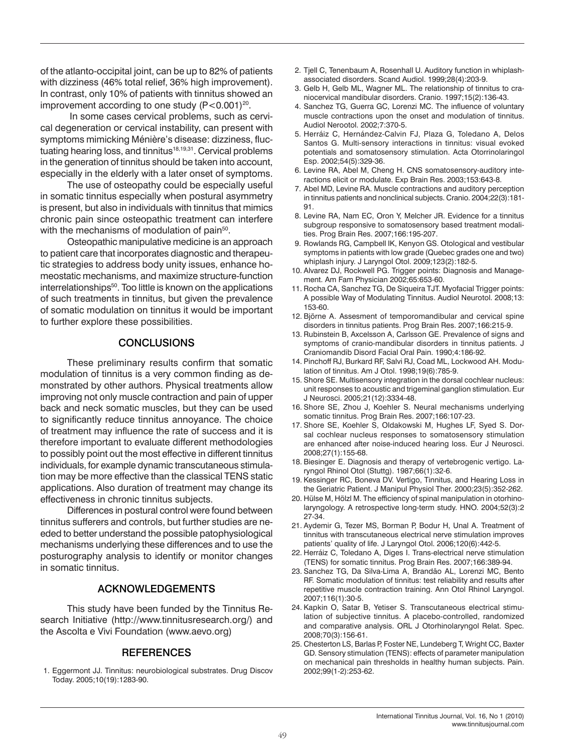of the atlanto-occipital joint, can be up to 82% of patients with dizziness (46% total relief, 36% high improvement). In contrast, only 10% of patients with tinnitus showed an improvement according to one study ($P<0.001$)[20].

In some cases cervical problems, such as cervical degeneration or cervical instability, can present with symptoms mimicking Ménière's disease: dizziness, fluctuating hearing loss, and tinnitus[18,19,31]. Cervical problems in the generation of tinnitus should be taken into account, especially in the elderly with a later onset of symptoms.

The use of osteopathy could be especially useful in somatic tinnitus especially when postural asymmetry is present, but also in individuals with tinnitus that mimics chronic pain since osteopathic treatment can interfere with the mechanisms of modulation of pain[50].

Osteopathic manipulative medicine is an approach to patient care that incorporates diagnostic and therapeutic strategies to address body unity issues, enhance homeostatic mechanisms, and maximize structure-function interrelationships[50]. Too little is known on the applications of such treatments in tinnitus, but given the prevalence of somatic modulation on tinnitus it would be important to further explore these possibilities.

## CONCLUSIONS

These preliminary results confirm that somatic modulation of tinnitus is a very common finding as demonstrated by other authors. Physical treatments allow improving not only muscle contraction and pain of upper back and neck somatic muscles, but they can be used to significantly reduce tinnitus annoyance. The choice of treatment may influence the rate of success and it is therefore important to evaluate different methodologies to possibly point out the most effective in different tinnitus individuals, for example dynamic transcutaneous stimulation may be more effective than the classical TENS static applications. Also duration of treatment may change its effectiveness in chronic tinnitus subjects.

Differences in postural control were found between tinnitus sufferers and controls, but further studies are needed to better understand the possible patophysiological mechanisms underlying these differences and to use the posturography analysis to identify or monitor changes in somatic tinnitus.

## ACKNOWLEDGEMENTS

This study have been funded by the Tinnitus Research Initiative (http://www.tinnitusresearch.org/) and the Ascolta e Vivi Foundation (www.aevo.org)

## REFERENCES

1. Eggermont JJ. Tinnitus: neurobiological substrates. Drug Discov Today. 2005;10(19):1283-90.
2. Tjell C, Tenenbaum A, Rosenhall U. Auditory function in whiplash-associated disorders. Scand Audiol. 1999;28(4):203-9.
3. Gelb H, Gelb ML, Wagner ML. The relationship of tinnitus to craniocervical mandibular disorders. Cranio. 1997;15(2):136-43.
4. Sanchez TG, Guerra GC, Lorenzi MC. The influence of voluntary muscle contractions upon the onset and modulation of tinnitus. Audiol Nerootol. 2002;7:370-5.
5. Herráiz C, Hernández-Calvin FJ, Plaza G, Toledano A, Delos Santos G. Multi-sensory interactions in tinnitus: visual evoked potentials and somatosensory stimulation. Acta Otorrinolaringol Esp. 2002;54(5):329-36.
6. Levine RA, Abel M, Cheng H. CNS somatosensory-auditory interactions elicit or modulate. Exp Brain Res. 2003;153:643-8.
7. Abel MD, Levine RA. Muscle contractions and auditory perception in tinnitus patients and nonclinical subjects. Cranio. 2004;22(3):181-91.
8. Levine RA, Nam EC, Oron Y, Melcher JR. Evidence for a tinnitus subgroup responsive to somatosensory based treatment modalities. Prog Brain Res. 2007;166:195-207.
9. Rowlands RG, Campbell IK, Kenyon GS. Otological and vestibular symptoms in patients with low grade (Quebec grades one and two) whiplash injury. J Laryngol Otol. 2009;123(2):182-5.
10. Alvarez DJ, Rockwell PG. Trigger points: Diagnosis and Management. Am Fam Physician 2002;65:653-60.
11. Rocha CA, Sanchez TG, De Siqueira TJT. Myofacial Trigger points: A possible Way of Modulating Tinnitus. Audiol Neurotol. 2008;13:153-60.
12. Björne A. Assesment of temporomandibular and cervical spine disorders in tinnitus patients. Prog Brain Res. 2007;166:215-9.
13. Rubinstein B, Axcelsson A, Carlsson GE. Prevalence of signs and symptoms of cranio-mandibular disorders in tinnitus patients. J Craniomandib Disord Facial Oral Pain. 1990;4:186-92.
14. Pinchoff RJ, Burkard RF, Salvi RJ, Coad ML, Lockwood AH. Modulation of tinnitus. Am J Otol. 1998;19(6):785-9.
15. Shore SE. Multisensory integration in the dorsal cochlear nucleus: unit responses to acoustic and trigeminal ganglion stimulation. Eur J Neurosci. 2005;21(12):3334-48.
16. Shore SE, Zhou J, Koehler S. Neural mechanisms underlying somatic tinnitus. Prog Brain Res. 2007;166:107-23.
17. Shore SE, Koehler S, Oldakowski M, Hughes LF, Syed S. Dorsal cochlear nucleus responses to somatosensory stimulation are enhanced after noise-induced hearing loss. Eur J Neurosci. 2008;27(1):155-68.
18. Biesinger E. Diagnosis and therapy of vertebrogenic vertigo. Laryngol Rhinol Otol (Stuttg). 1987;66(1):32-6.
19. Kessinger RC, Boneva DV. Vertigo, Tinnitus, and Hearing Loss in the Geriatric Patient. J Manipul Physiol Ther. 2000;23(5):352-262.
20. Hülse M, Hölzl M. The efficiency of spinal manipulation in otorhinolaryngology. A retrospective long-term study. HNO. 2004;52(3):2 27-34.
21. Aydemir G, Tezer MS, Borman P, Bodur H, Unal A. Treatment of tinnitus with transcutaneous electrical nerve stimulation improves patients' quality of life. J Laryngol Otol. 2006;120(6):442-5.
22. Herráiz C, Toledano A, Diges I. Trans-electrical nerve stimulation (TENS) for somatic tinnitus. Prog Brain Res. 2007;166:389-94.
23. Sanchez TG, Da Silva-Lima A, Brandão AL, Lorenzi MC, Bento RF. Somatic modulation of tinnitus: test reliability and results after repetitive muscle contraction training. Ann Otol Rhinol Laryngol. 2007;116(1):30-5.
24. Kapkin O, Satar B, Yetiser S. Transcutaneous electrical stimulation of subjective tinnitus. A placebo-controlled, randomized and comparative analysis. ORL J Otorhinolaryngol Relat. Spec. 2008;70(3):156-61.
25. Chesterton LS, Barlas P, Foster NE, Lundeberg T, Wright CC, Baxter GD. Sensory stimulation (TENS): effects of parameter manipulation on mechanical pain thresholds in healthy human subjects. Pain. 2002;99(1-2):253-62.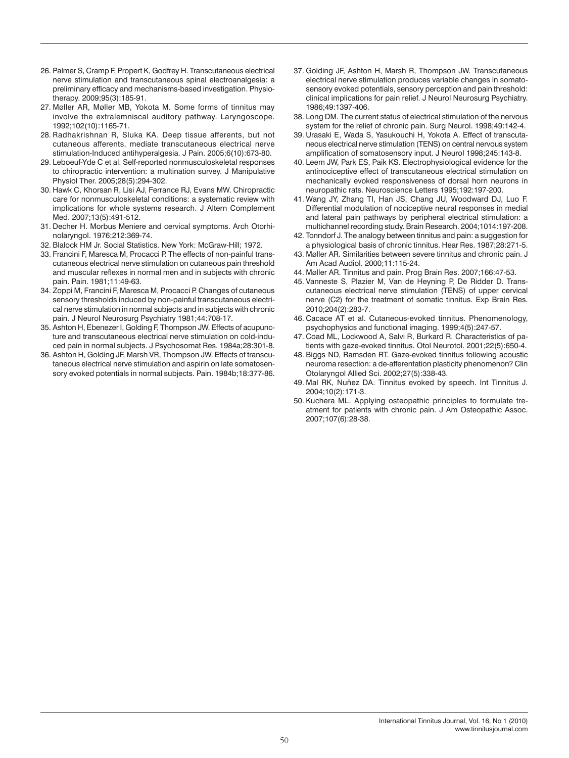26. Palmer S, Cramp F, Propert K, Godfrey H. Transcutaneous electrical nerve stimulation and transcutaneous spinal electroanalgesia: a preliminary efficacy and mechanisms-based investigation. Physiotherapy. 2009;95(3):185-91.
27. Møller AR, Møller MB, Yokota M. Some forms of tinnitus may involve the extralemniscal auditory pathway. Laryngoscope. 1992;102(10):1165-71.
28. Radhakrishnan R, Sluka KA. Deep tissue afferents, but not cutaneous afferents, mediate transcutaneous electrical nerve stimulation-Induced antihyperalgesia. J Pain. 2005;6(10):673-80.
29. Leboeuf-Yde C et al. Self-reported nonmusculoskeletal responses to chiropractic intervention: a multination survey. J Manipulative Physiol Ther. 2005;28(5):294-302.
30. Hawk C, Khorsan R, Lisi AJ, Ferrance RJ, Evans MW. Chiropractic care for nonmusculoskeletal conditions: a systematic review with implications for whole systems research. J Altern Complement Med. 2007;13(5):491-512.
31. Decher H. Morbus Meniere and cervical symptoms. Arch Otorhinolaryngol. 1976;212:369-74.
32. Blalock HM Jr. Social Statistics. New York: McGraw-Hill; 1972.
33. Francini F, Maresca M, Procacci P. The effects of non-painful transcutaneous electrical nerve stimulation on cutaneous pain threshold and muscular reflexes in normal men and in subjects with chronic pain. Pain. 1981;11:49-63.
34. Zoppi M, Francini F, Maresca M, Procacci P. Changes of cutaneous sensory thresholds induced by non-painful transcutaneous electrical nerve stimulation in normal subjects and in subjects with chronic pain. J Neurol Neurosurg Psychiatry 1981;44:708-17.
35. Ashton H, Ebenezer I, Golding F, Thompson JW. Effects of acupuncture and transcutaneous electrical nerve stimulation on cold-induced pain in normal subjects. J Psychosomat Res. 1984a;28:301-8.
36. Ashton H, Golding JF, Marsh VR, Thompson JW. Effects of transcutaneous electrical nerve stimulation and aspirin on late somatosensory evoked potentials in normal subjects. Pain. 1984b;18:377-86.
37. Golding JF, Ashton H, Marsh R, Thompson JW. Transcutaneous electrical nerve stimulation produces variable changes in somatosensory evoked potentials, sensory perception and pain threshold: clinical implications for pain relief. J Neurol Neurosurg Psychiatry. 1986;49:1397-406.
38. Long DM. The current status of electrical stimulation of the nervous system for the relief of chronic pain. Surg Neurol. 1998;49:142-4.
39. Urasaki E, Wada S, Yasukouchi H, Yokota A. Effect of transcutaneous electrical nerve stimulation (TENS) on central nervous system amplification of somatosensory input. J Neurol 1998;245:143-8.
40. Leem JW, Park ES, Paik KS. Electrophysiological evidence for the antinociceptive effect of transcutaneous electrical stimulation on mechanically evoked responsiveness of dorsal horn neurons in neuropathic rats. Neuroscience Letters 1995;192:197-200.
41. Wang JY, Zhang TI, Han JS, Chang JU, Woodward DJ, Luo F. Differential modulation of nociceptive neural responses in medial and lateral pain pathways by peripheral electrical stimulation: a multichannel recording study. Brain Research. 2004;1014:197-208.
42. Tonndorf J. The analogy between tinnitus and pain: a suggestion for a physiological basis of chronic tinnitus. Hear Res. 1987;28:271-5.
43. Møller AR. Similarities between severe tinnitus and chronic pain. J Am Acad Audiol. 2000;11:115-24.
44. Møller AR. Tinnitus and pain. Prog Brain Res. 2007;166:47-53.
45. Vanneste S, Plazier M, Van de Heyning P, De Ridder D. Transcutaneous electrical nerve stimulation (TENS) of upper cervical nerve (C2) for the treatment of somatic tinnitus. Exp Brain Res. 2010;204(2):283-7.
46. Cacace AT et al. Cutaneous-evoked tinnitus. Phenomenology, psychophysics and functional imaging. 1999;4(5):247-57.
47. Coad ML, Lockwood A, Salvi R, Burkard R. Characteristics of patients with gaze-evoked tinnitus. Otol Neurotol. 2001;22(5):650-4.
48. Biggs ND, Ramsden RT. Gaze-evoked tinnitus following acoustic neuroma resection: a de-afferentation plasticity phenomenon? Clin Otolaryngol Allied Sci. 2002;27(5):338-43.
49. Mal RK, Nuñez DA. Tinnitus evoked by speech. Int Tinnitus J. 2004;10(2):171-3.
50. Kuchera ML. Applying osteopathic principles to formulate treatment for patients with chronic pain. J Am Osteopathic Assoc. 2007;107(6):28-38.